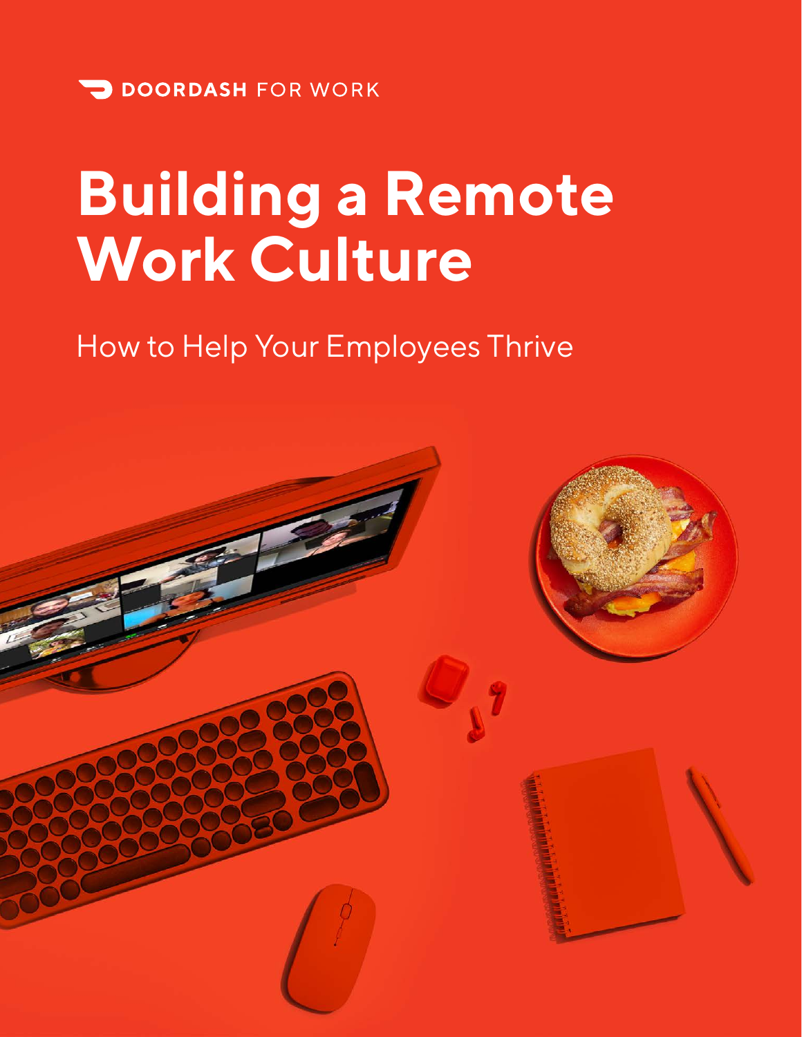DOORDASH FOR WORK

# Building a Remote Work Culture

How to Help Your Employees Thrive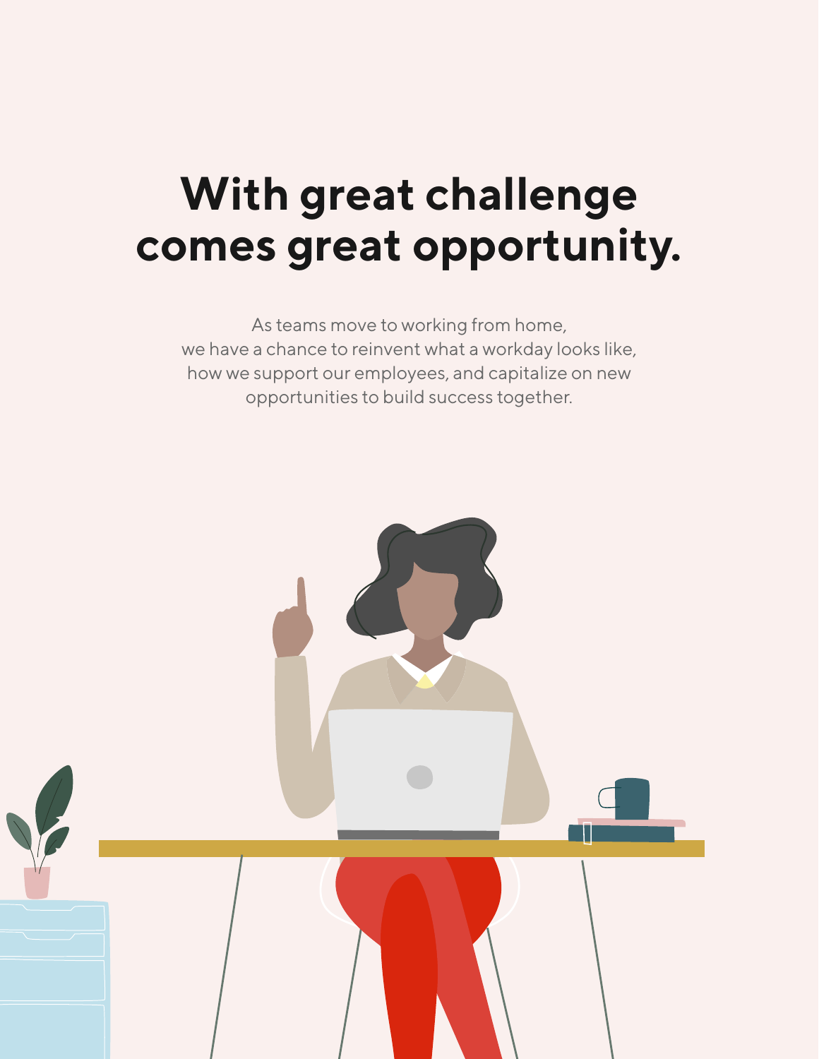# With great challenge comes great opportunity.

As teams move to working from home, we have a chance to reinvent what a workday looks like, how we support our employees, and capitalize on new opportunities to build success together.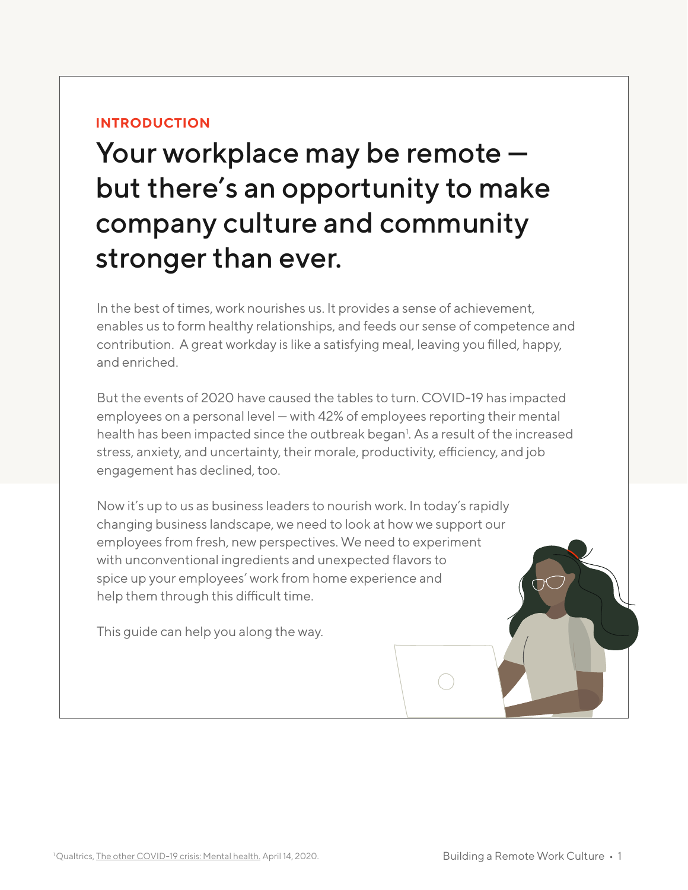**INTRODUCTION**

# Your workplace may be remote — but there's an opportunity to make company culture and community stronger than ever.

In the best of times, work nourishes us. It provides a sense of achievement, enables us to form healthy relationships, and feeds our sense of competence and contribution. A great workday is like a satisfying meal, leaving you filled, happy, and enriched.

But the events of 2020 have caused the tables to turn. COVID-19 has impacted employees on a personal level — with 42% of employees reporting their mental health has been impacted since the outbreak began[1]. As a result of the increased stress, anxiety, and uncertainty, their morale, productivity, efficiency, and job engagement has declined, too.

Now it's up to us as business leaders to nourish work. In today's rapidly changing business landscape, we need to look at how we support our employees from fresh, new perspectives. We need to experiment with unconventional ingredients and unexpected flavors to spice up your employees' work from home experience and help them through this difficult time.

This guide can help you along the way.

[1] Qualtrics, The other COVID-19 crisis: Mental health. April 14, 2020.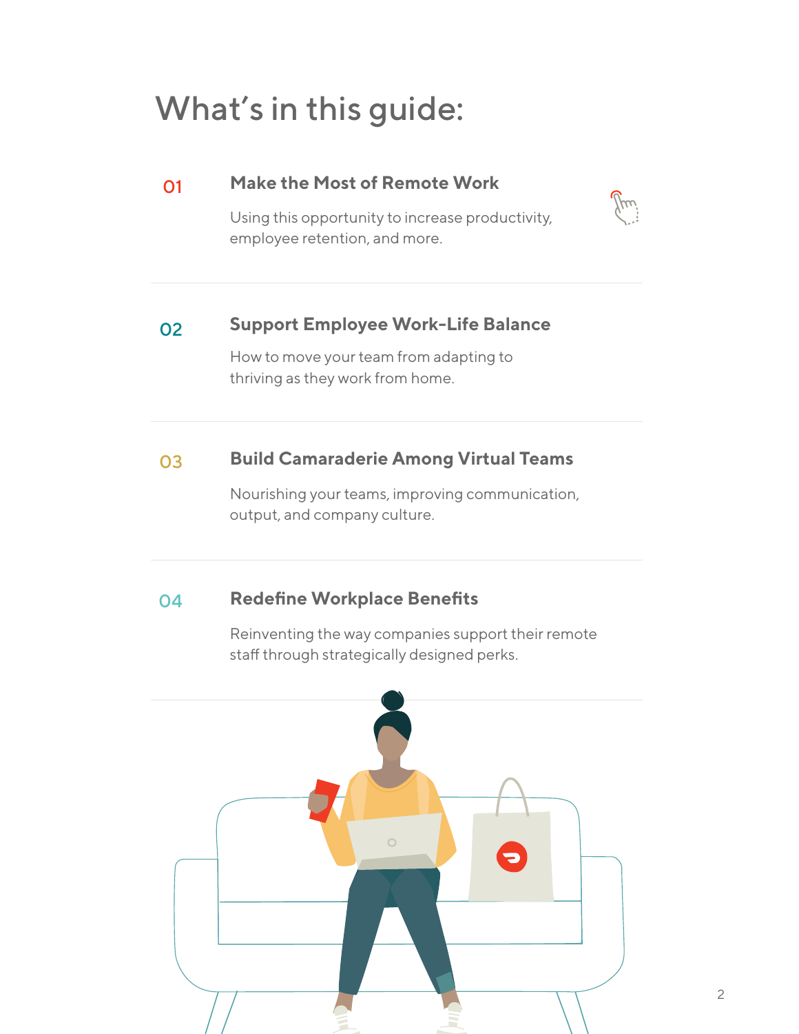# What's in this guide:

**01** **Make the Most of Remote Work**

Using this opportunity to increase productivity, employee retention, and more.

---

**02** **Support Employee Work-Life Balance**

How to move your team from adapting to thriving as they work from home.

---

**03** **Build Camaraderie Among Virtual Teams**

Nourishing your teams, improving communication, output, and company culture.

---

**04** **Redefine Workplace Benefits**

Reinventing the way companies support their remote staff through strategically designed perks.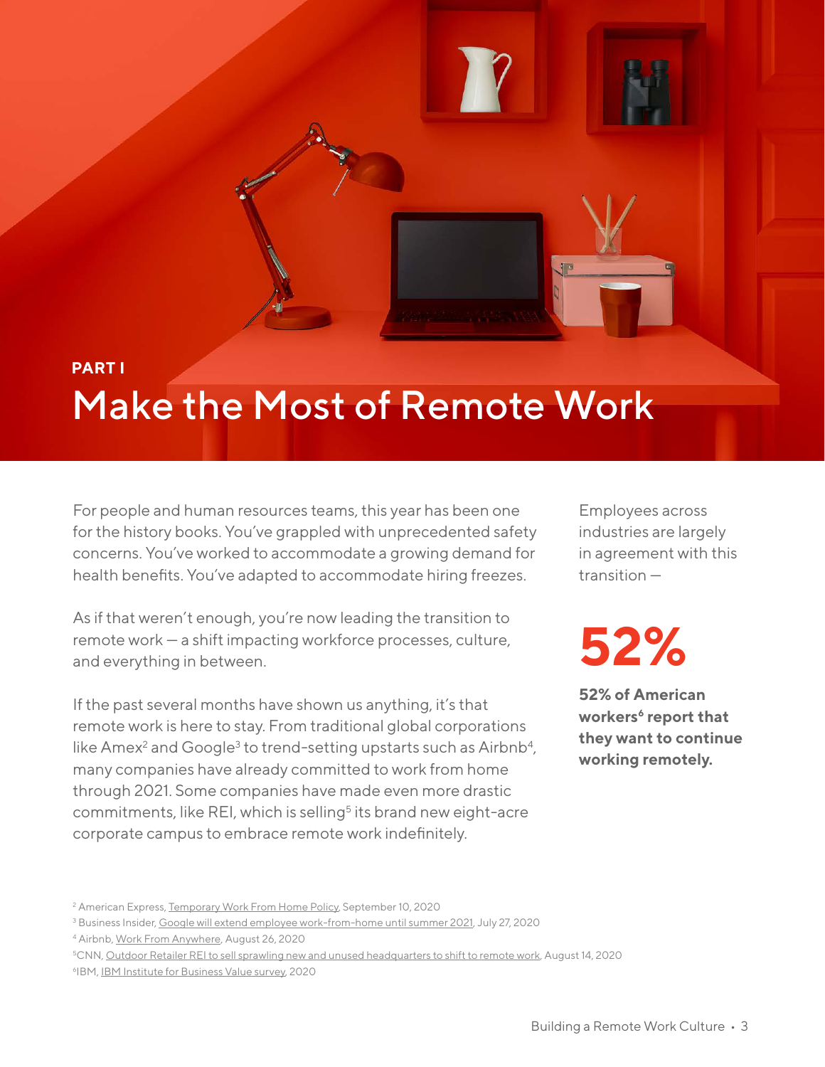**PART I**

# Make the Most of Remote Work

For people and human resources teams, this year has been one for the history books. You've grappled with unprecedented safety concerns. You've worked to accommodate a growing demand for health benefits. You've adapted to accommodate hiring freezes.

As if that weren't enough, you're now leading the transition to remote work — a shift impacting workforce processes, culture, and everything in between.

If the past several months have shown us anything, it's that remote work is here to stay. From traditional global corporations like Amex[2] and Google[3] to trend-setting upstarts such as Airbnb[4], many companies have already committed to work from home through 2021. Some companies have made even more drastic commitments, like REI, which is selling[5] its brand new eight-acre corporate campus to embrace remote work indefinitely.

Employees across industries are largely in agreement with this transition —

**52%**

**52% of American workers[6] report that they want to continue working remotely.**

[2] American Express, Temporary Work From Home Policy, September 10, 2020
[3] Business Insider, Google will extend employee work-from-home until summer 2021, July 27, 2020
[4] Airbnb, Work From Anywhere, August 26, 2020
[5] CNN, Outdoor Retailer REI to sell sprawling new and unused headquarters to shift to remote work, August 14, 2020
[6] IBM, IBM Institute for Business Value survey, 2020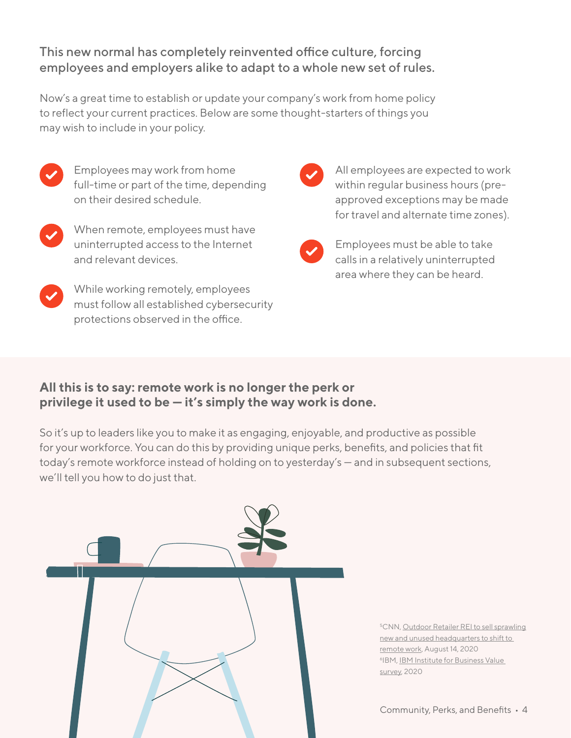This new normal has completely reinvented office culture, forcing employees and employers alike to adapt to a whole new set of rules.

Now's a great time to establish or update your company's work from home policy to reflect your current practices. Below are some thought-starters of things you may wish to include in your policy.

- Employees may work from home full-time or part of the time, depending on their desired schedule.
- When remote, employees must have uninterrupted access to the Internet and relevant devices.
- While working remotely, employees must follow all established cybersecurity protections observed in the office.
- All employees are expected to work within regular business hours (pre-approved exceptions may be made for travel and alternate time zones).
- Employees must be able to take calls in a relatively uninterrupted area where they can be heard.

**All this is to say: remote work is no longer the perk or privilege it used to be — it's simply the way work is done.**

So it's up to leaders like you to make it as engaging, enjoyable, and productive as possible for your workforce. You can do this by providing unique perks, benefits, and policies that fit today's remote workforce instead of holding on to yesterday's — and in subsequent sections, we'll tell you how to do just that.

[5] CNN, Outdoor Retailer REI to sell sprawling new and unused headquarters to shift to remote work, August 14, 2020
[6] IBM, IBM Institute for Business Value survey, 2020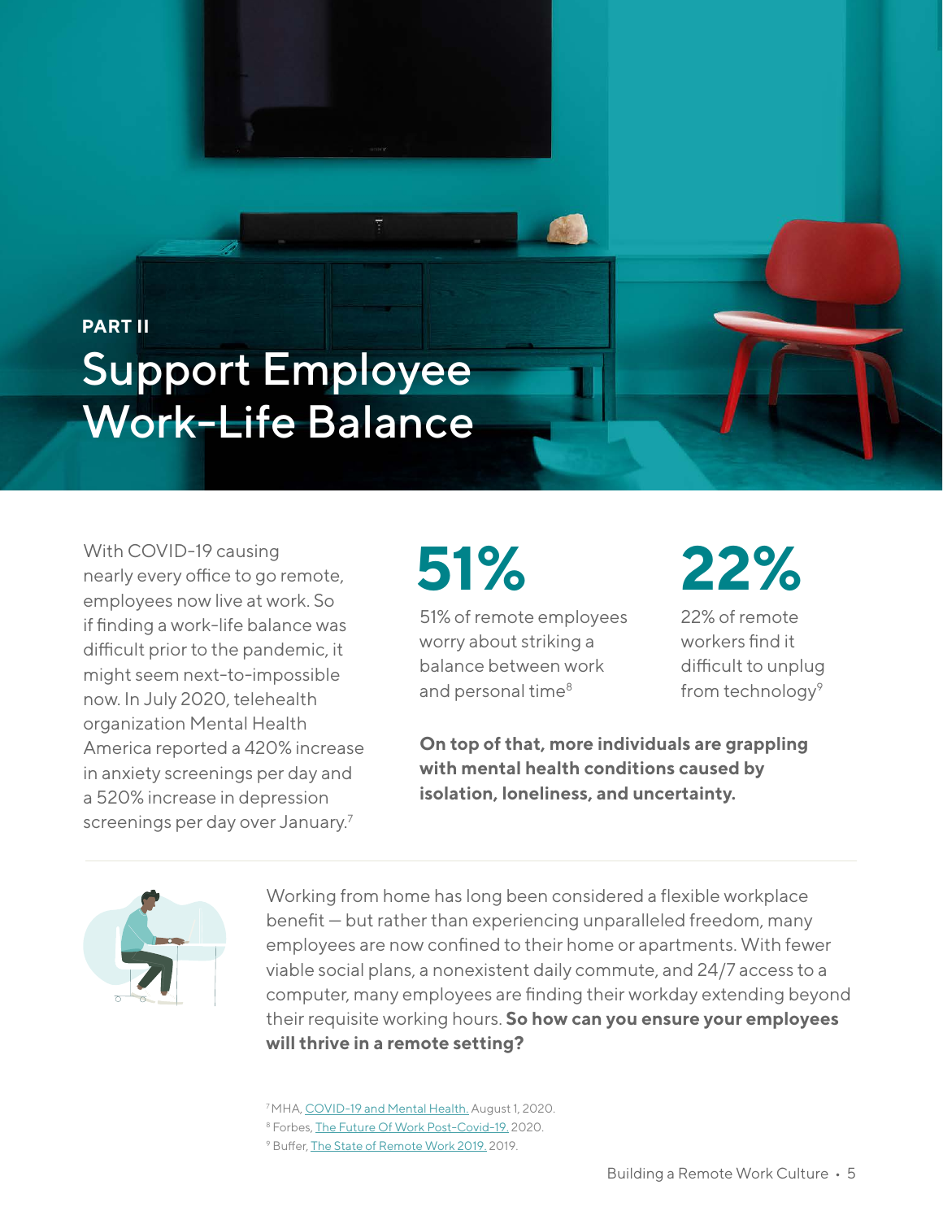PART II

# Support Employee Work-Life Balance

With COVID-19 causing nearly every office to go remote, employees now live at work. So if finding a work-life balance was difficult prior to the pandemic, it might seem next-to-impossible now. In July 2020, telehealth organization Mental Health America reported a 420% increase in anxiety screenings per day and a 520% increase in depression screenings per day over January.[7]

## 51%

51% of remote employees worry about striking a balance between work and personal time[8]

## 22%

22% of remote workers find it difficult to unplug from technology[9]

**On top of that, more individuals are grappling with mental health conditions caused by isolation, loneliness, and uncertainty.**

Working from home has long been considered a flexible workplace benefit — but rather than experiencing unparalleled freedom, many employees are now confined to their home or apartments. With fewer viable social plans, a nonexistent daily commute, and 24/7 access to a computer, many employees are finding their workday extending beyond their requisite working hours. **So how can you ensure your employees will thrive in a remote setting?**

[7] MHA, COVID-19 and Mental Health. August 1, 2020.
[8] Forbes, The Future Of Work Post-Covid-19. 2020.
[9] Buffer, The State of Remote Work 2019. 2019.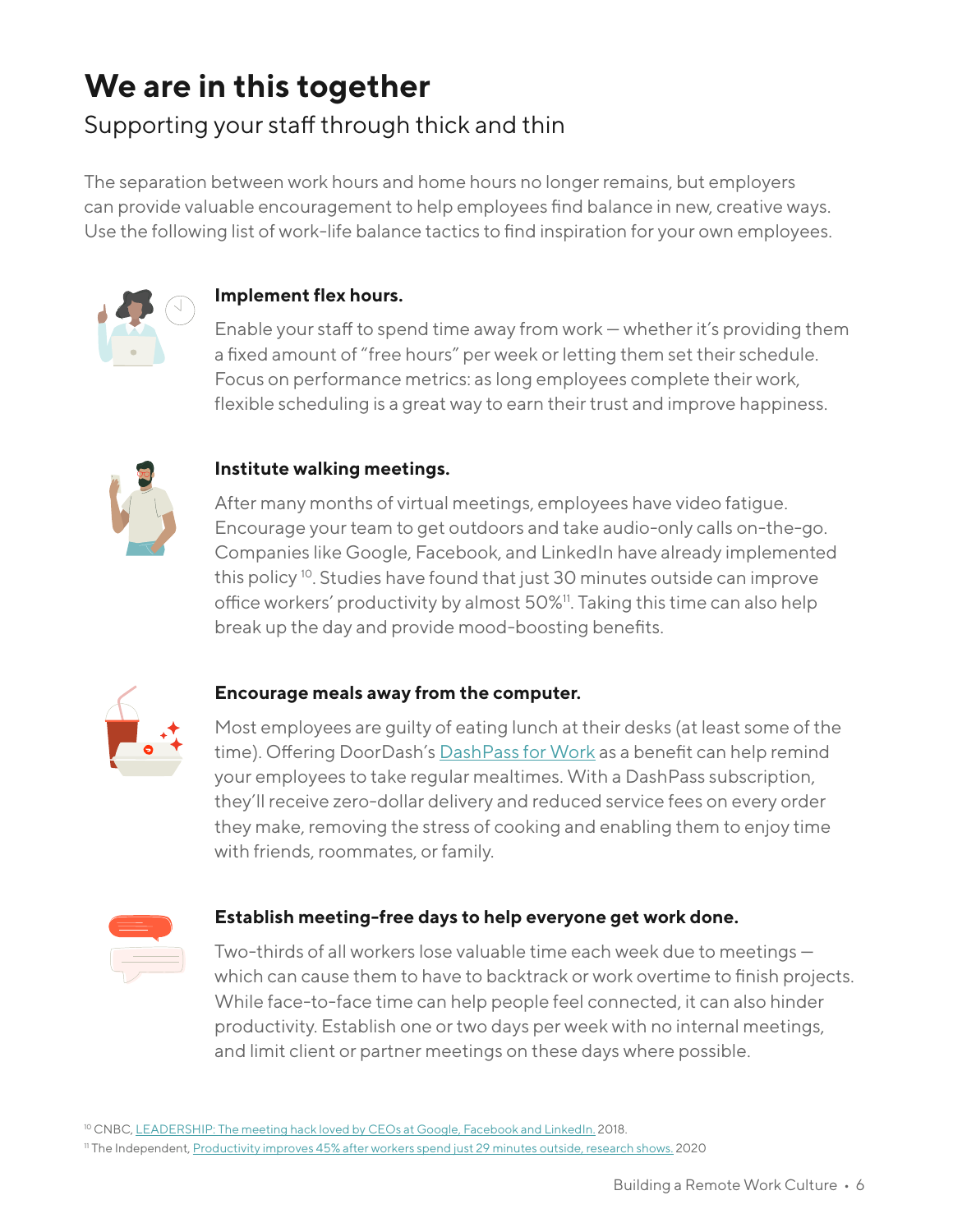# We are in this together

## Supporting your staff through thick and thin

The separation between work hours and home hours no longer remains, but employers can provide valuable encouragement to help employees find balance in new, creative ways. Use the following list of work-life balance tactics to find inspiration for your own employees.

**Implement flex hours.**

Enable your staff to spend time away from work — whether it's providing them a fixed amount of "free hours" per week or letting them set their schedule. Focus on performance metrics: as long employees complete their work, flexible scheduling is a great way to earn their trust and improve happiness.

**Institute walking meetings.**

After many months of virtual meetings, employees have video fatigue. Encourage your team to get outdoors and take audio-only calls on-the-go. Companies like Google, Facebook, and LinkedIn have already implemented this policy [10]. Studies have found that just 30 minutes outside can improve office workers' productivity by almost 50%[11]. Taking this time can also help break up the day and provide mood-boosting benefits.

**Encourage meals away from the computer.**

Most employees are guilty of eating lunch at their desks (at least some of the time). Offering DoorDash's DashPass for Work as a benefit can help remind your employees to take regular mealtimes. With a DashPass subscription, they'll receive zero-dollar delivery and reduced service fees on every order they make, removing the stress of cooking and enabling them to enjoy time with friends, roommates, or family.

**Establish meeting-free days to help everyone get work done.**

Two-thirds of all workers lose valuable time each week due to meetings — which can cause them to have to backtrack or work overtime to finish projects. While face-to-face time can help people feel connected, it can also hinder productivity. Establish one or two days per week with no internal meetings, and limit client or partner meetings on these days where possible.

[10] CNBC, LEADERSHIP: The meeting hack loved by CEOs at Google, Facebook and LinkedIn. 2018.

[11] The Independent, Productivity improves 45% after workers spend just 29 minutes outside, research shows. 2020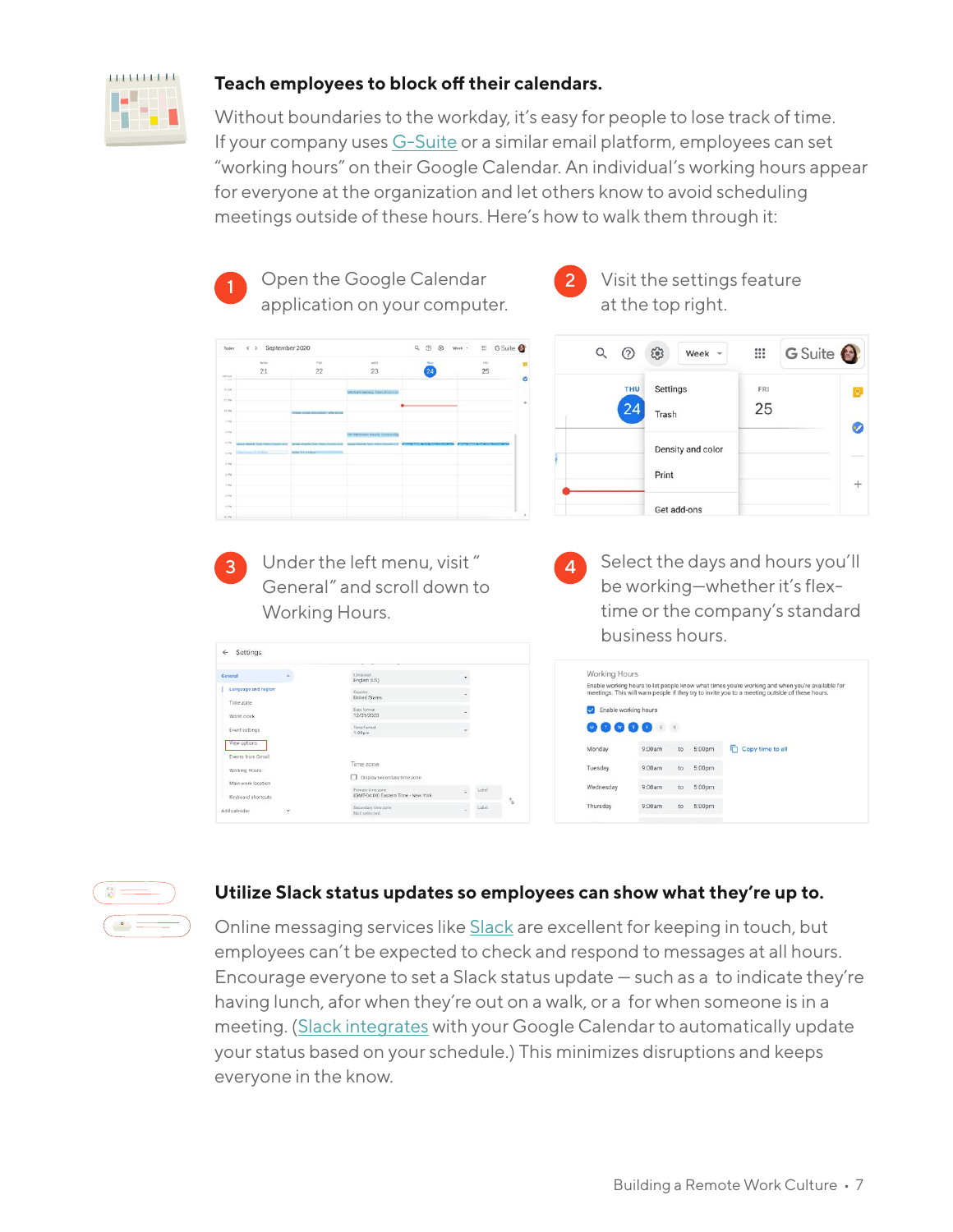## Teach employees to block off their calendars.

Without boundaries to the workday, it's easy for people to lose track of time. If your company uses G-Suite or a similar email platform, employees can set "working hours" on their Google Calendar. An individual's working hours appear for everyone at the organization and let others know to avoid scheduling meetings outside of these hours. Here's how to walk them through it:

1. Open the Google Calendar application on your computer.
2. Visit the settings feature at the top right.
3. Under the left menu, visit " General" and scroll down to Working Hours.
4. Select the days and hours you'll be working—whether it's flex-time or the company's standard business hours.

## Utilize Slack status updates so employees can show what they're up to.

Online messaging services like Slack are excellent for keeping in touch, but employees can't be expected to check and respond to messages at all hours. Encourage everyone to set a Slack status update — such as a  to indicate they're having lunch, afor when they're out on a walk, or a  for when someone is in a meeting. (Slack integrates with your Google Calendar to automatically update your status based on your schedule.) This minimizes disruptions and keeps everyone in the know.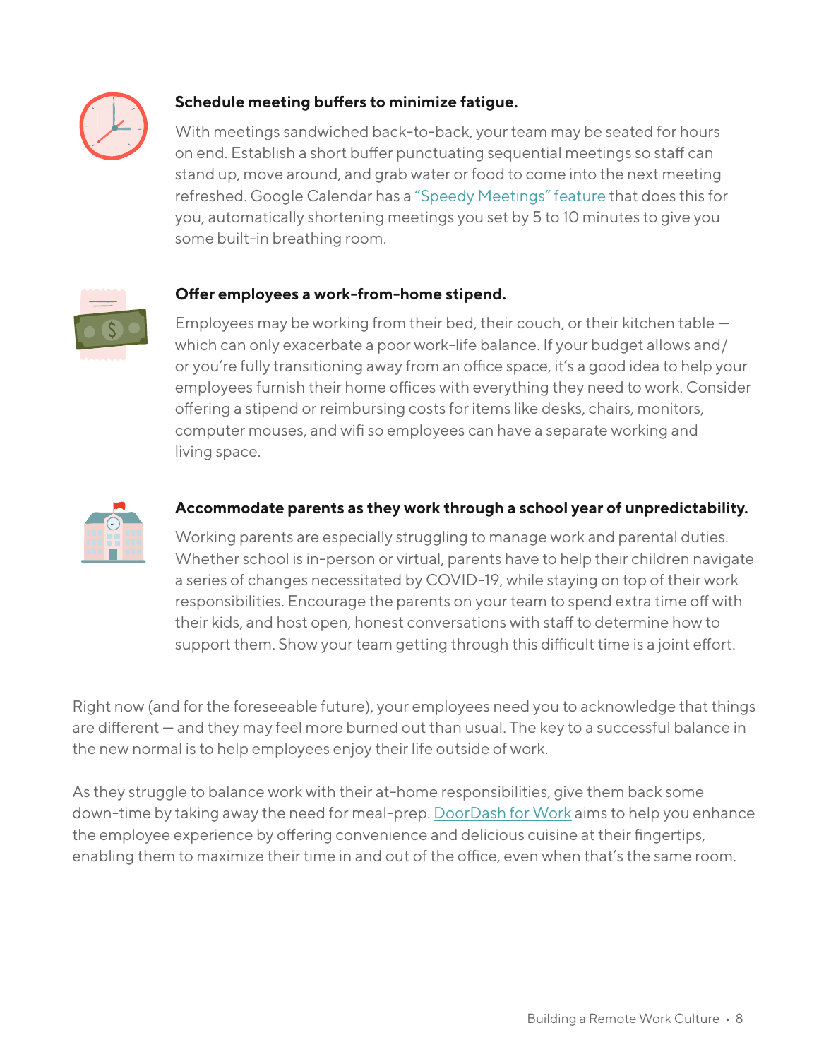**Schedule meeting buffers to minimize fatigue.**

With meetings sandwiched back-to-back, your team may be seated for hours on end. Establish a short buffer punctuating sequential meetings so staff can stand up, move around, and grab water or food to come into the next meeting refreshed. Google Calendar has a "Speedy Meetings" feature that does this for you, automatically shortening meetings you set by 5 to 10 minutes to give you some built-in breathing room.

**Offer employees a work-from-home stipend.**

Employees may be working from their bed, their couch, or their kitchen table — which can only exacerbate a poor work-life balance. If your budget allows and/or you're fully transitioning away from an office space, it's a good idea to help your employees furnish their home offices with everything they need to work. Consider offering a stipend or reimbursing costs for items like desks, chairs, monitors, computer mouses, and wifi so employees can have a separate working and living space.

**Accommodate parents as they work through a school year of unpredictability.**

Working parents are especially struggling to manage work and parental duties. Whether school is in-person or virtual, parents have to help their children navigate a series of changes necessitated by COVID-19, while staying on top of their work responsibilities. Encourage the parents on your team to spend extra time off with their kids, and host open, honest conversations with staff to determine how to support them. Show your team getting through this difficult time is a joint effort.

Right now (and for the foreseeable future), your employees need you to acknowledge that things are different — and they may feel more burned out than usual. The key to a successful balance in the new normal is to help employees enjoy their life outside of work.

As they struggle to balance work with their at-home responsibilities, give them back some down-time by taking away the need for meal-prep. DoorDash for Work aims to help you enhance the employee experience by offering convenience and delicious cuisine at their fingertips, enabling them to maximize their time in and out of the office, even when that's the same room.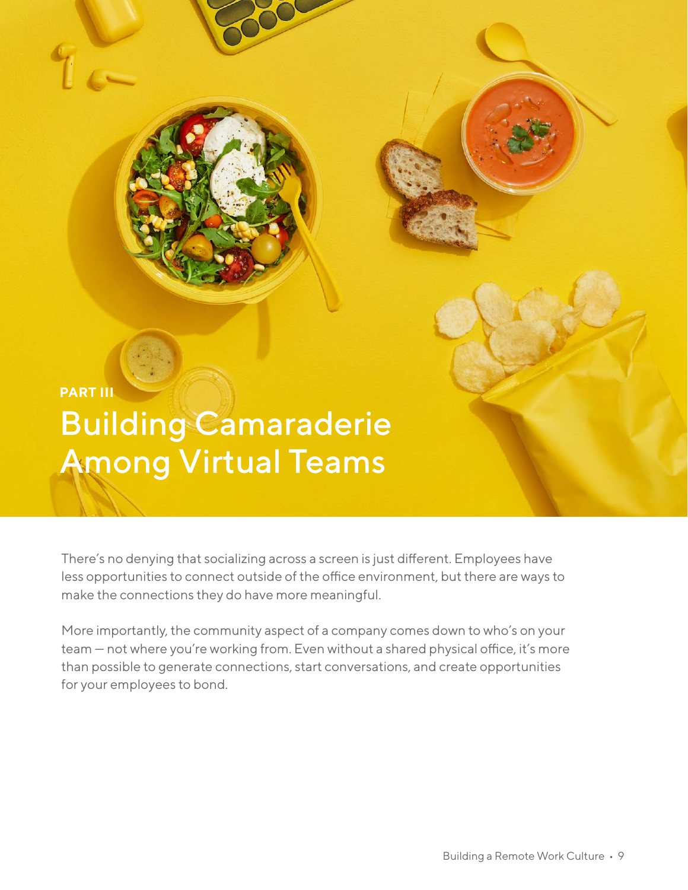PART III

# Building Camaraderie Among Virtual Teams

There's no denying that socializing across a screen is just different. Employees have less opportunities to connect outside of the office environment, but there are ways to make the connections they do have more meaningful.

More importantly, the community aspect of a company comes down to who's on your team — not where you're working from. Even without a shared physical office, it's more than possible to generate connections, start conversations, and create opportunities for your employees to bond.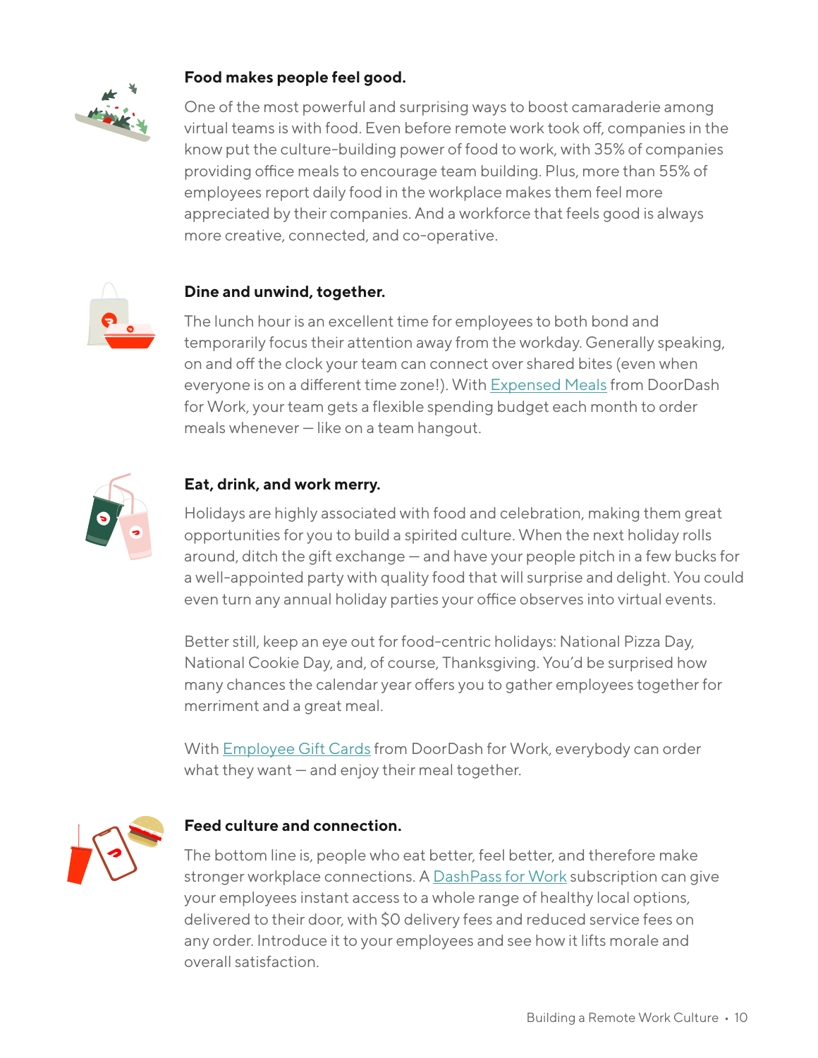**Food makes people feel good.**

One of the most powerful and surprising ways to boost camaraderie among virtual teams is with food. Even before remote work took off, companies in the know put the culture-building power of food to work, with 35% of companies providing office meals to encourage team building. Plus, more than 55% of employees report daily food in the workplace makes them feel more appreciated by their companies. And a workforce that feels good is always more creative, connected, and co-operative.

**Dine and unwind, together.**

The lunch hour is an excellent time for employees to both bond and temporarily focus their attention away from the workday. Generally speaking, on and off the clock your team can connect over shared bites (even when everyone is on a different time zone!). With Expensed Meals from DoorDash for Work, your team gets a flexible spending budget each month to order meals whenever — like on a team hangout.

**Eat, drink, and work merry.**

Holidays are highly associated with food and celebration, making them great opportunities for you to build a spirited culture. When the next holiday rolls around, ditch the gift exchange — and have your people pitch in a few bucks for a well-appointed party with quality food that will surprise and delight. You could even turn any annual holiday parties your office observes into virtual events.

Better still, keep an eye out for food-centric holidays: National Pizza Day, National Cookie Day, and, of course, Thanksgiving. You'd be surprised how many chances the calendar year offers you to gather employees together for merriment and a great meal.

With Employee Gift Cards from DoorDash for Work, everybody can order what they want — and enjoy their meal together.

**Feed culture and connection.**

The bottom line is, people who eat better, feel better, and therefore make stronger workplace connections. A DashPass for Work subscription can give your employees instant access to a whole range of healthy local options, delivered to their door, with $0 delivery fees and reduced service fees on any order. Introduce it to your employees and see how it lifts morale and overall satisfaction.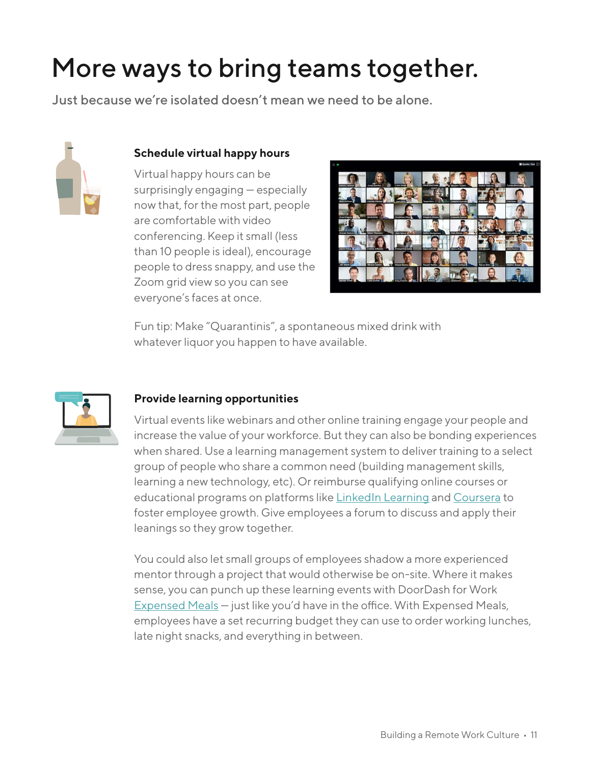# More ways to bring teams together.

Just because we're isolated doesn't mean we need to be alone.

### Schedule virtual happy hours

Virtual happy hours can be surprisingly engaging — especially now that, for the most part, people are comfortable with video conferencing. Keep it small (less than 10 people is ideal), encourage people to dress snappy, and use the Zoom grid view so you can see everyone's faces at once.

Fun tip: Make "Quarantinis", a spontaneous mixed drink with whatever liquor you happen to have available.

### Provide learning opportunities

Virtual events like webinars and other online training engage your people and increase the value of your workforce. But they can also be bonding experiences when shared. Use a learning management system to deliver training to a select group of people who share a common need (building management skills, learning a new technology, etc). Or reimburse qualifying online courses or educational programs on platforms like LinkedIn Learning and Coursera to foster employee growth. Give employees a forum to discuss and apply their leanings so they grow together.

You could also let small groups of employees shadow a more experienced mentor through a project that would otherwise be on-site. Where it makes sense, you can punch up these learning events with DoorDash for Work Expensed Meals — just like you'd have in the office. With Expensed Meals, employees have a set recurring budget they can use to order working lunches, late night snacks, and everything in between.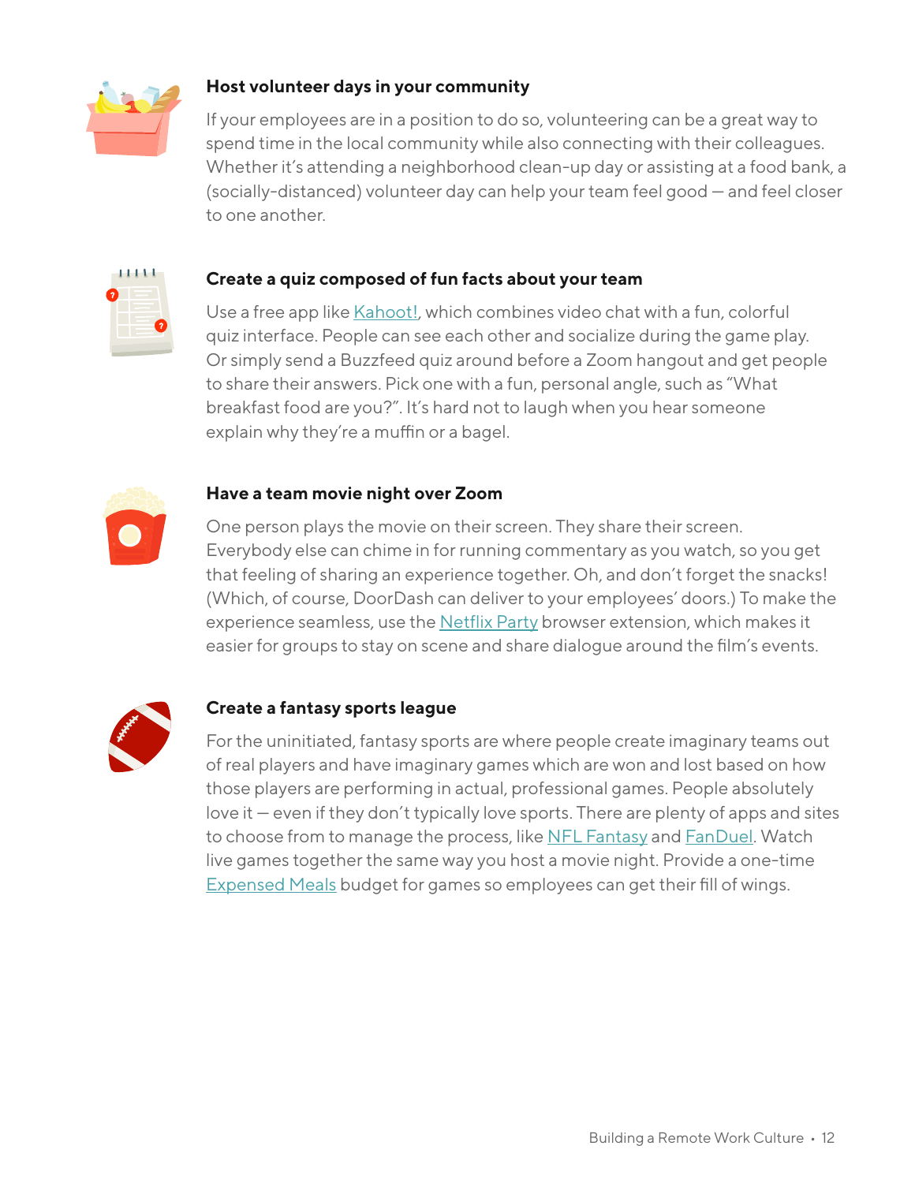### Host volunteer days in your community

If your employees are in a position to do so, volunteering can be a great way to spend time in the local community while also connecting with their colleagues. Whether it's attending a neighborhood clean-up day or assisting at a food bank, a (socially-distanced) volunteer day can help your team feel good — and feel closer to one another.

### Create a quiz composed of fun facts about your team

Use a free app like Kahoot!, which combines video chat with a fun, colorful quiz interface. People can see each other and socialize during the game play. Or simply send a Buzzfeed quiz around before a Zoom hangout and get people to share their answers. Pick one with a fun, personal angle, such as "What breakfast food are you?". It's hard not to laugh when you hear someone explain why they're a muffin or a bagel.

### Have a team movie night over Zoom

One person plays the movie on their screen. They share their screen. Everybody else can chime in for running commentary as you watch, so you get that feeling of sharing an experience together. Oh, and don't forget the snacks! (Which, of course, DoorDash can deliver to your employees' doors.) To make the experience seamless, use the Netflix Party browser extension, which makes it easier for groups to stay on scene and share dialogue around the film's events.

### Create a fantasy sports league

For the uninitiated, fantasy sports are where people create imaginary teams out of real players and have imaginary games which are won and lost based on how those players are performing in actual, professional games. People absolutely love it — even if they don't typically love sports. There are plenty of apps and sites to choose from to manage the process, like NFL Fantasy and FanDuel. Watch live games together the same way you host a movie night. Provide a one-time Expensed Meals budget for games so employees can get their fill of wings.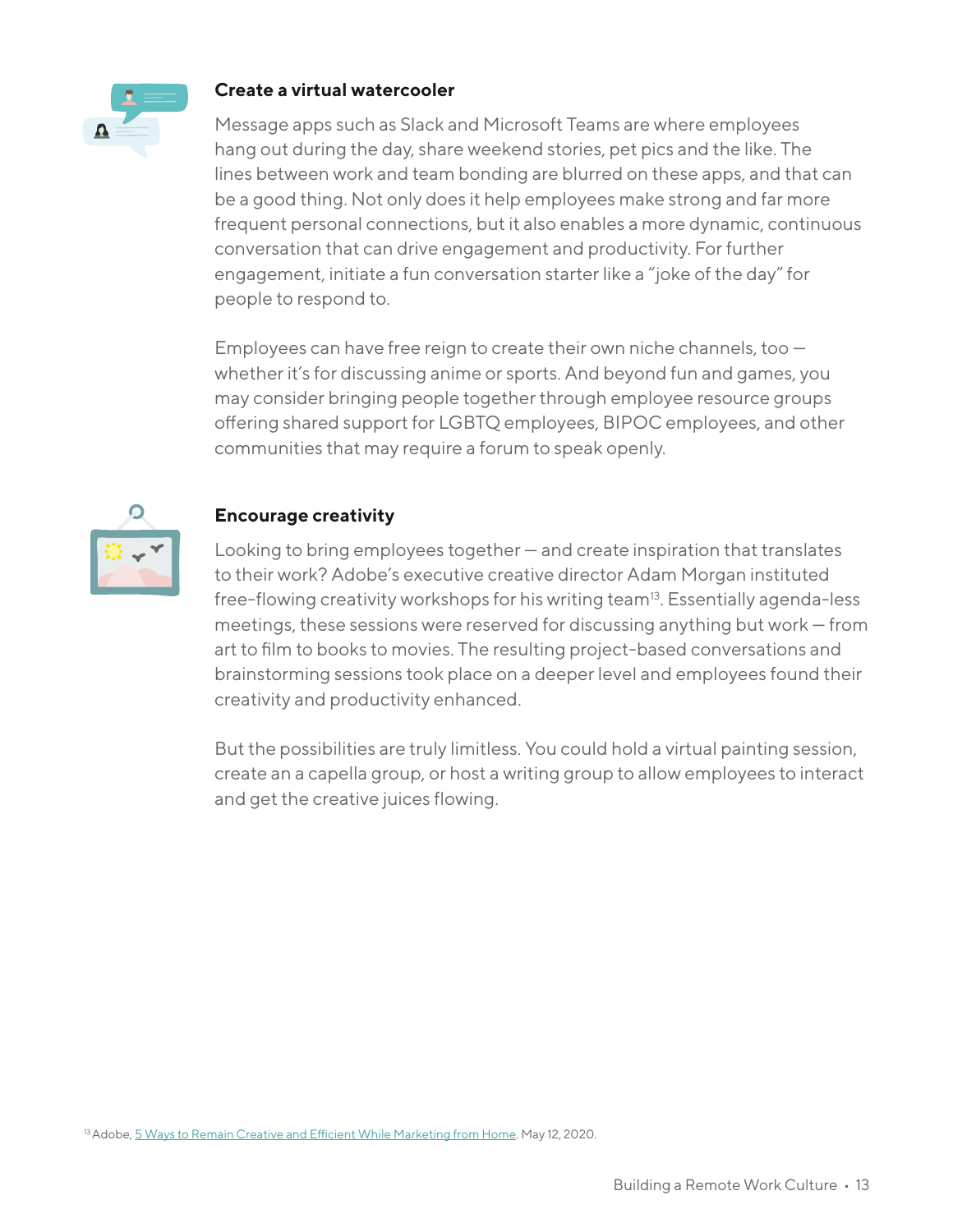### Create a virtual watercooler

Message apps such as Slack and Microsoft Teams are where employees hang out during the day, share weekend stories, pet pics and the like. The lines between work and team bonding are blurred on these apps, and that can be a good thing. Not only does it help employees make strong and far more frequent personal connections, but it also enables a more dynamic, continuous conversation that can drive engagement and productivity. For further engagement, initiate a fun conversation starter like a "joke of the day" for people to respond to.

Employees can have free reign to create their own niche channels, too — whether it's for discussing anime or sports. And beyond fun and games, you may consider bringing people together through employee resource groups offering shared support for LGBTQ employees, BIPOC employees, and other communities that may require a forum to speak openly.

### Encourage creativity

Looking to bring employees together — and create inspiration that translates to their work? Adobe's executive creative director Adam Morgan instituted free-flowing creativity workshops for his writing team[13]. Essentially agenda-less meetings, these sessions were reserved for discussing anything but work — from art to film to books to movies. The resulting project-based conversations and brainstorming sessions took place on a deeper level and employees found their creativity and productivity enhanced.

But the possibilities are truly limitless. You could hold a virtual painting session, create an a capella group, or host a writing group to allow employees to interact and get the creative juices flowing.

[13] Adobe, 5 Ways to Remain Creative and Efficient While Marketing from Home. May 12, 2020.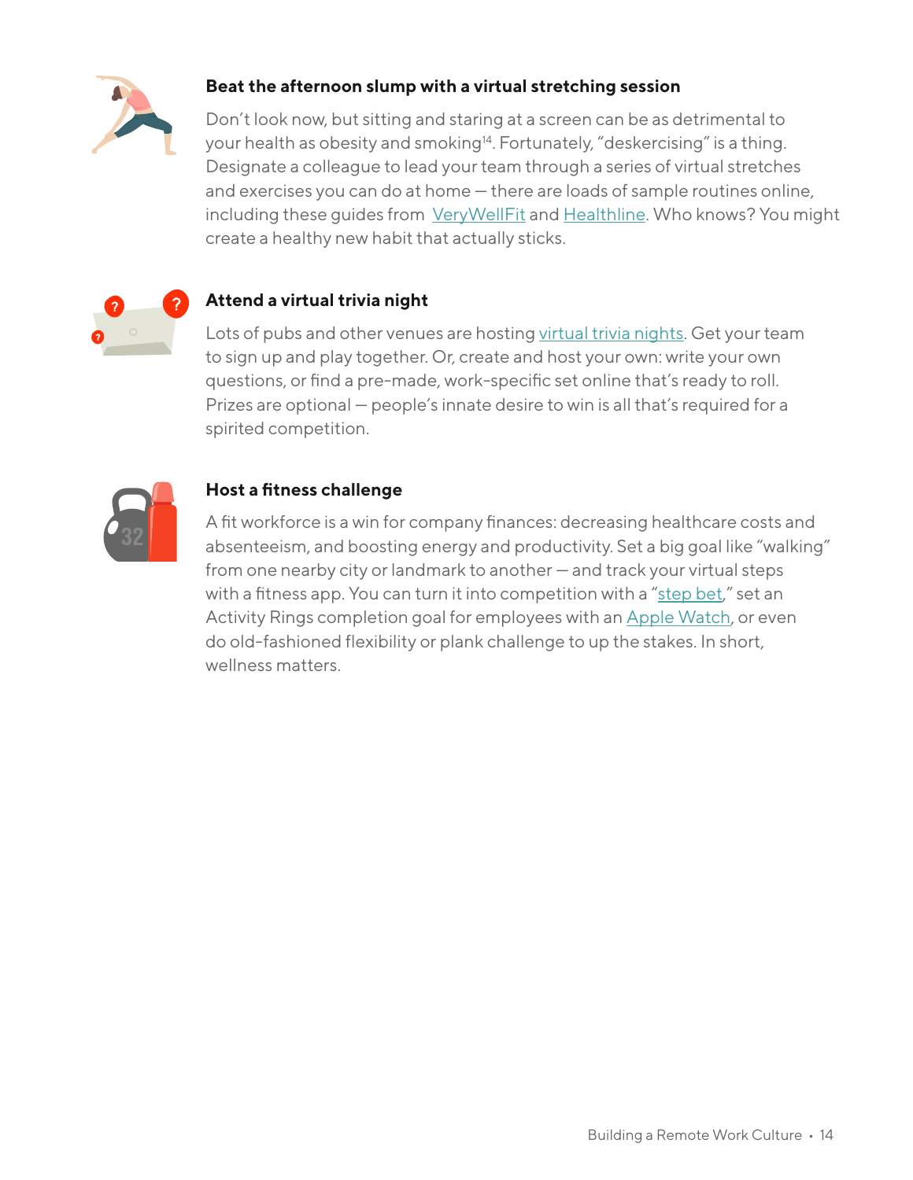### Beat the afternoon slump with a virtual stretching session

Don't look now, but sitting and staring at a screen can be as detrimental to your health as obesity and smoking[14]. Fortunately, "deskercising" is a thing. Designate a colleague to lead your team through a series of virtual stretches and exercises you can do at home — there are loads of sample routines online, including these guides from VeryWellFit and Healthline. Who knows? You might create a healthy new habit that actually sticks.

### Attend a virtual trivia night

Lots of pubs and other venues are hosting virtual trivia nights. Get your team to sign up and play together. Or, create and host your own: write your own questions, or find a pre-made, work-specific set online that's ready to roll. Prizes are optional — people's innate desire to win is all that's required for a spirited competition.

### Host a fitness challenge

A fit workforce is a win for company finances: decreasing healthcare costs and absenteeism, and boosting energy and productivity. Set a big goal like "walking" from one nearby city or landmark to another — and track your virtual steps with a fitness app. You can turn it into competition with a "step bet," set an Activity Rings completion goal for employees with an Apple Watch, or even do old-fashioned flexibility or plank challenge to up the stakes. In short, wellness matters.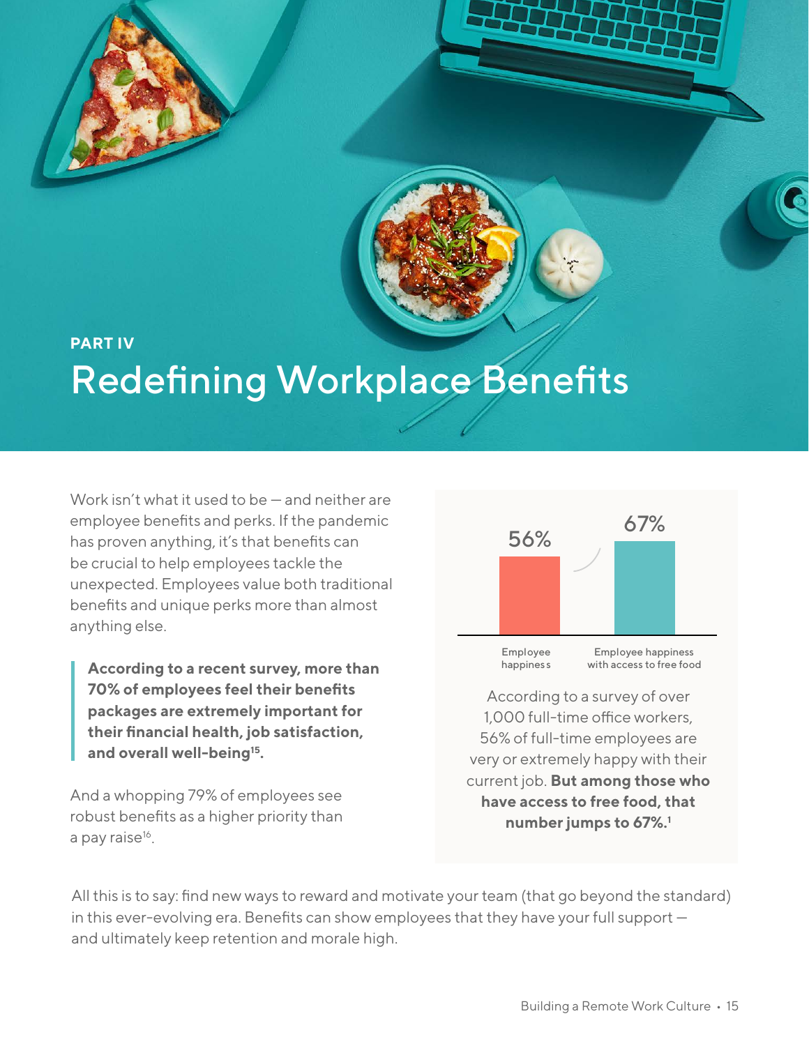PART IV

# Redefining Workplace Benefits

Work isn't what it used to be — and neither are employee benefits and perks. If the pandemic has proven anything, it's that benefits can be crucial to help employees tackle the unexpected. Employees value both traditional benefits and unique perks more than almost anything else.

> **According to a recent survey, more than 70% of employees feel their benefits packages are extremely important for their financial health, job satisfaction, and overall well-being[15].**

And a whopping 79% of employees see robust benefits as a higher priority than a pay raise[16].

| Employee happiness | Employee happiness with access to free food |
| --- | --- |
| 56% | 67% |

According to a survey of over 1,000 full-time office workers, 56% of full-time employees are very or extremely happy with their current job. **But among those who have access to free food, that number jumps to 67%.[1]**

All this is to say: find new ways to reward and motivate your team (that go beyond the standard) in this ever-evolving era. Benefits can show employees that they have your full support — and ultimately keep retention and morale high.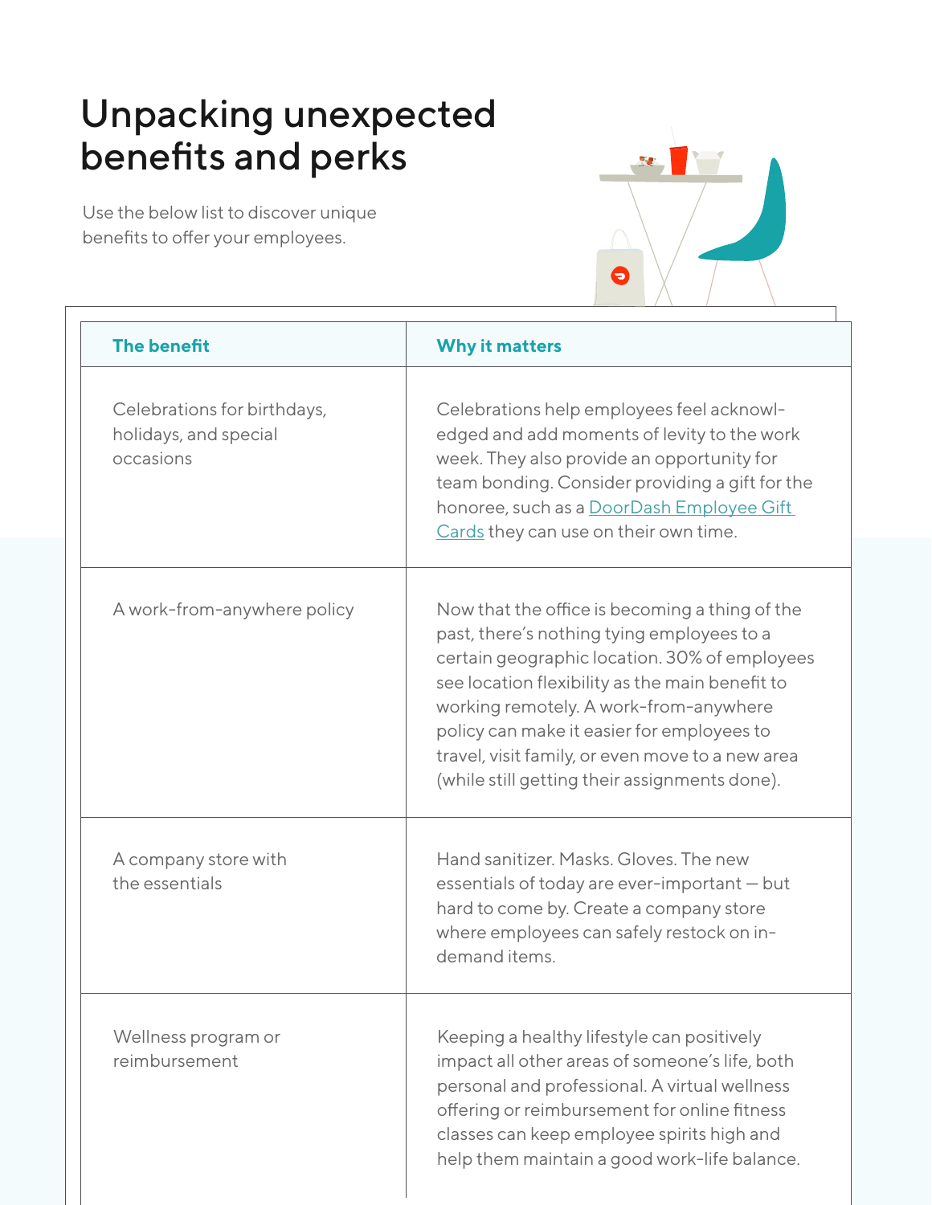# Unpacking unexpected benefits and perks

Use the below list to discover unique benefits to offer your employees.

| The benefit | Why it matters |
| --- | --- |
| Celebrations for birthdays, holidays, and special occasions | Celebrations help employees feel acknowledged and add moments of levity to the work week. They also provide an opportunity for team bonding. Consider providing a gift for the honoree, such as a [DoorDash Employee Gift Cards]() they can use on their own time. |
| A work-from-anywhere policy | Now that the office is becoming a thing of the past, there's nothing tying employees to a certain geographic location. 30% of employees see location flexibility as the main benefit to working remotely. A work-from-anywhere policy can make it easier for employees to travel, visit family, or even move to a new area (while still getting their assignments done). |
| A company store with the essentials | Hand sanitizer. Masks. Gloves. The new essentials of today are ever-important — but hard to come by. Create a company store where employees can safely restock on in-demand items. |
| Wellness program or reimbursement | Keeping a healthy lifestyle can positively impact all other areas of someone's life, both personal and professional. A virtual wellness offering or reimbursement for online fitness classes can keep employee spirits high and help them maintain a good work-life balance. |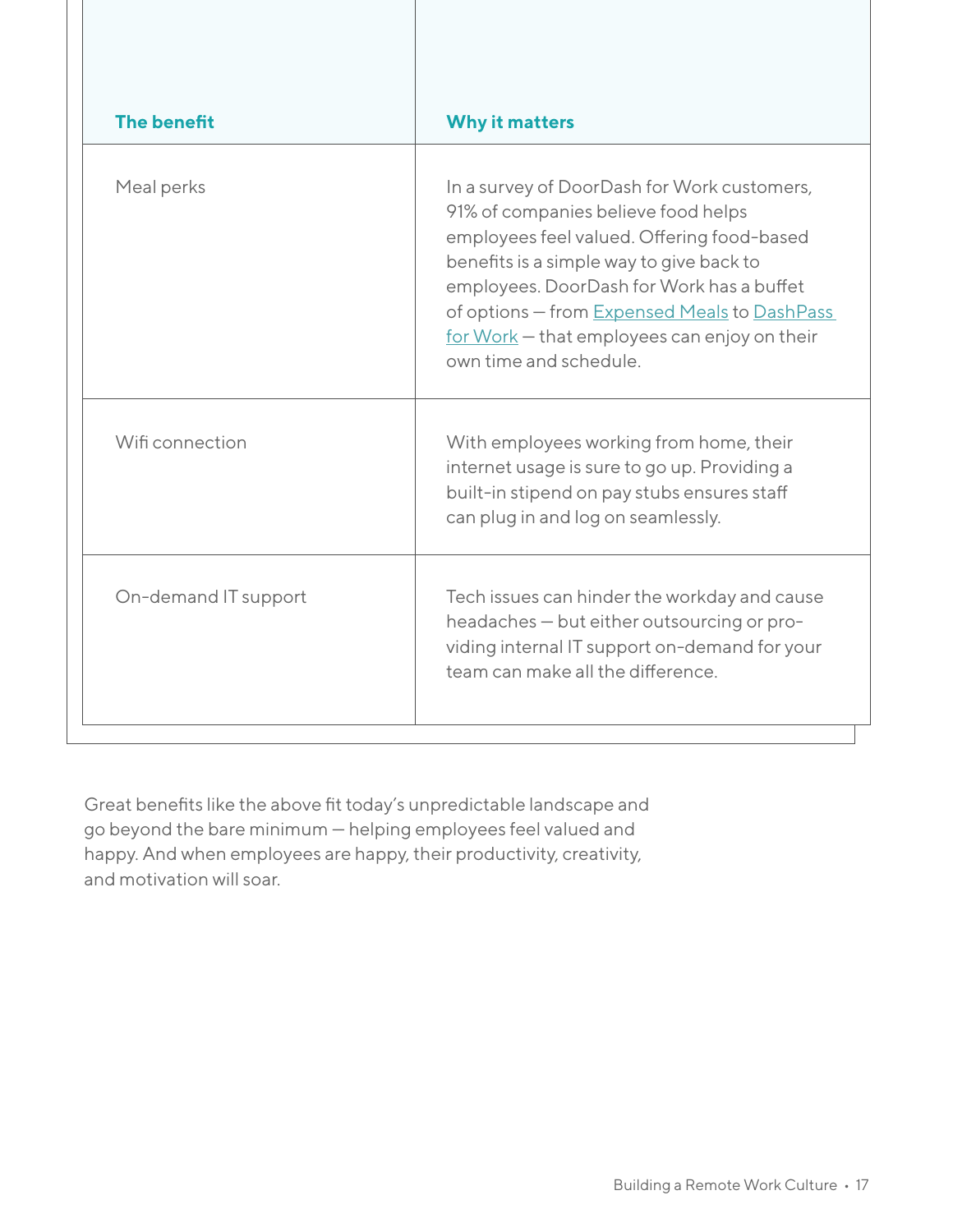| The benefit | Why it matters |
| --- | --- |
| Meal perks | In a survey of DoorDash for Work customers, 91% of companies believe food helps employees feel valued. Offering food-based benefits is a simple way to give back to employees. DoorDash for Work has a buffet of options — from Expensed Meals to DashPass for Work — that employees can enjoy on their own time and schedule. |
| Wifi connection | With employees working from home, their internet usage is sure to go up. Providing a built-in stipend on pay stubs ensures staff can plug in and log on seamlessly. |
| On-demand IT support | Tech issues can hinder the workday and cause headaches — but either outsourcing or providing internal IT support on-demand for your team can make all the difference. |

Great benefits like the above fit today's unpredictable landscape and go beyond the bare minimum — helping employees feel valued and happy. And when employees are happy, their productivity, creativity, and motivation will soar.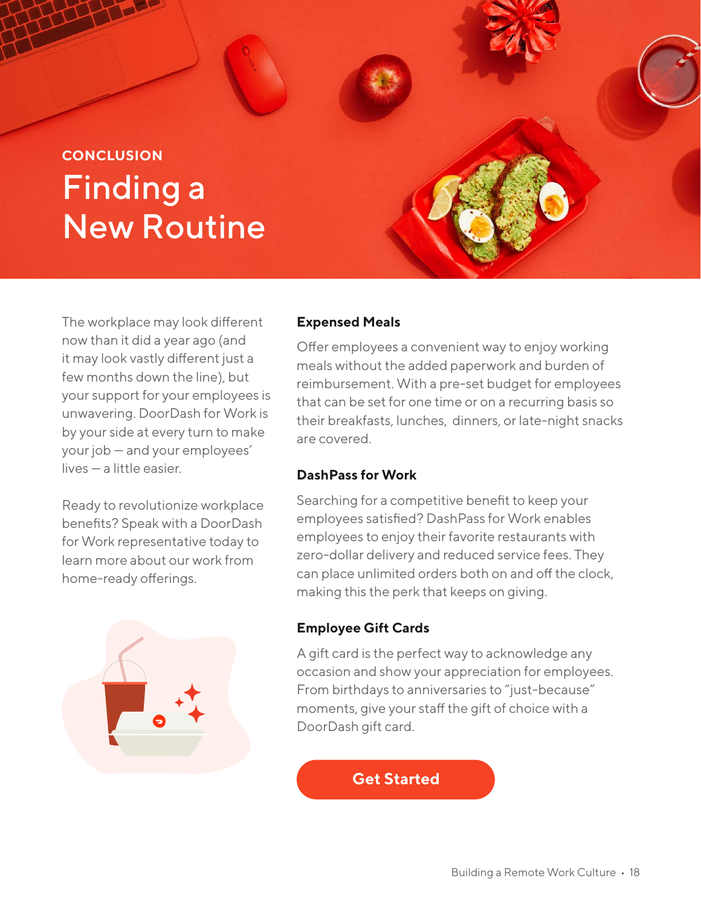CONCLUSION

# Finding a New Routine

The workplace may look different now than it did a year ago (and it may look vastly different just a few months down the line), but your support for your employees is unwavering. DoorDash for Work is by your side at every turn to make your job — and your employees' lives — a little easier.

Ready to revolutionize workplace benefits? Speak with a DoorDash for Work representative today to learn more about our work from home-ready offerings.

**Expensed Meals**

Offer employees a convenient way to enjoy working meals without the added paperwork and burden of reimbursement. With a pre-set budget for employees that can be set for one time or on a recurring basis so their breakfasts, lunches, dinners, or late-night snacks are covered.

**DashPass for Work**

Searching for a competitive benefit to keep your employees satisfied? DashPass for Work enables employees to enjoy their favorite restaurants with zero-dollar delivery and reduced service fees. They can place unlimited orders both on and off the clock, making this the perk that keeps on giving.

**Employee Gift Cards**

A gift card is the perfect way to acknowledge any occasion and show your appreciation for employees. From birthdays to anniversaries to "just-because" moments, give your staff the gift of choice with a DoorDash gift card.

Get Started